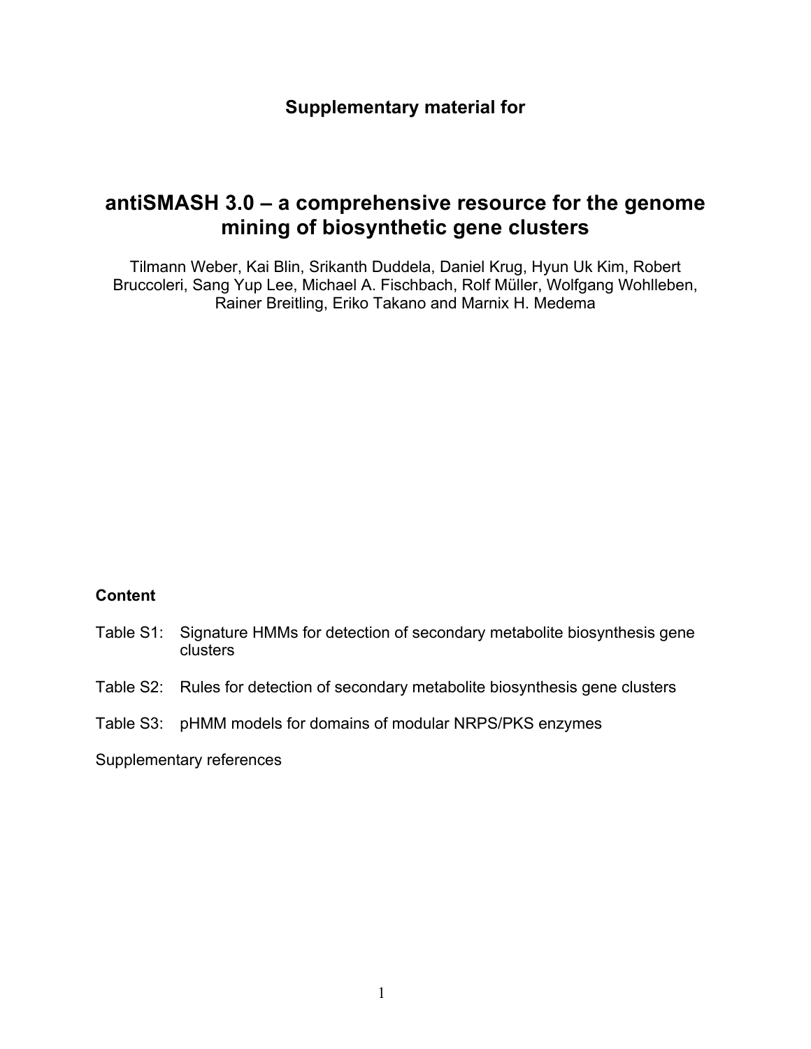**Supplementary material for**

# antiSMASH 3.0 – a comprehensive resource for the genome mining of biosynthetic gene clusters

Tilmann Weber, Kai Blin, Srikanth Duddela, Daniel Krug, Hyun Uk Kim, Robert Bruccoleri, Sang Yup Lee, Michael A. Fischbach, Rolf Müller, Wolfgang Wohlleben, Rainer Breitling, Eriko Takano and Marnix H. Medema

**Content**

Table S1: Signature HMMs for detection of secondary metabolite biosynthesis gene clusters

Table S2: Rules for detection of secondary metabolite biosynthesis gene clusters

Table S3: pHMM models for domains of modular NRPS/PKS enzymes

Supplementary references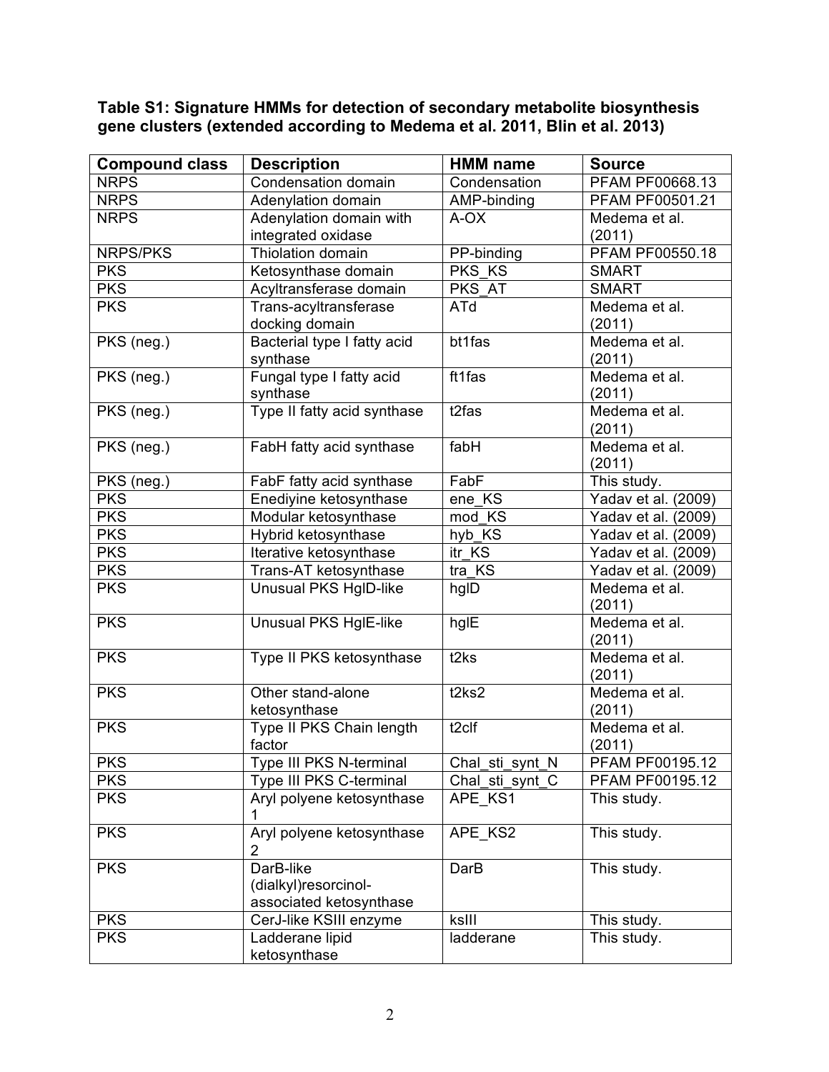**Table S1: Signature HMMs for detection of secondary metabolite biosynthesis gene clusters (extended according to Medema et al. 2011, Blin et al. 2013)**

| Compound class | Description | HMM name | Source |
|---|---|---|---|
| NRPS | Condensation domain | Condensation | PFAM PF00668.13 |
| NRPS | Adenylation domain | AMP-binding | PFAM PF00501.21 |
| NRPS | Adenylation domain with integrated oxidase | A-OX | Medema et al. (2011) |
| NRPS/PKS | Thiolation domain | PP-binding | PFAM PF00550.18 |
| PKS | Ketosynthase domain | PKS_KS | SMART |
| PKS | Acyltransferase domain | PKS_AT | SMART |
| PKS | Trans-acyltransferase docking domain | ATd | Medema et al. (2011) |
| PKS (neg.) | Bacterial type I fatty acid synthase | bt1fas | Medema et al. (2011) |
| PKS (neg.) | Fungal type I fatty acid synthase | ft1fas | Medema et al. (2011) |
| PKS (neg.) | Type II fatty acid synthase | t2fas | Medema et al. (2011) |
| PKS (neg.) | FabH fatty acid synthase | fabH | Medema et al. (2011) |
| PKS (neg.) | FabF fatty acid synthase | FabF | This study. |
| PKS | Enediyine ketosynthase | ene_KS | Yadav et al. (2009) |
| PKS | Modular ketosynthase | mod_KS | Yadav et al. (2009) |
| PKS | Hybrid ketosynthase | hyb_KS | Yadav et al. (2009) |
| PKS | Iterative ketosynthase | itr_KS | Yadav et al. (2009) |
| PKS | Trans-AT ketosynthase | tra_KS | Yadav et al. (2009) |
| PKS | Unusual PKS HglD-like | hglD | Medema et al. (2011) |
| PKS | Unusual PKS HglE-like | hglE | Medema et al. (2011) |
| PKS | Type II PKS ketosynthase | t2ks | Medema et al. (2011) |
| PKS | Other stand-alone ketosynthase | t2ks2 | Medema et al. (2011) |
| PKS | Type II PKS Chain length factor | t2clf | Medema et al. (2011) |
| PKS | Type III PKS N-terminal | Chal_sti_synt_N | PFAM PF00195.12 |
| PKS | Type III PKS C-terminal | Chal_sti_synt_C | PFAM PF00195.12 |
| PKS | Aryl polyene ketosynthase 1 | APE_KS1 | This study. |
| PKS | Aryl polyene ketosynthase 2 | APE_KS2 | This study. |
| PKS | DarB-like (dialkyl)resorcinol-associated ketosynthase | DarB | This study. |
| PKS | CerJ-like KSIII enzyme | ksIII | This study. |
| PKS | Ladderane lipid ketosynthase | ladderane | This study. |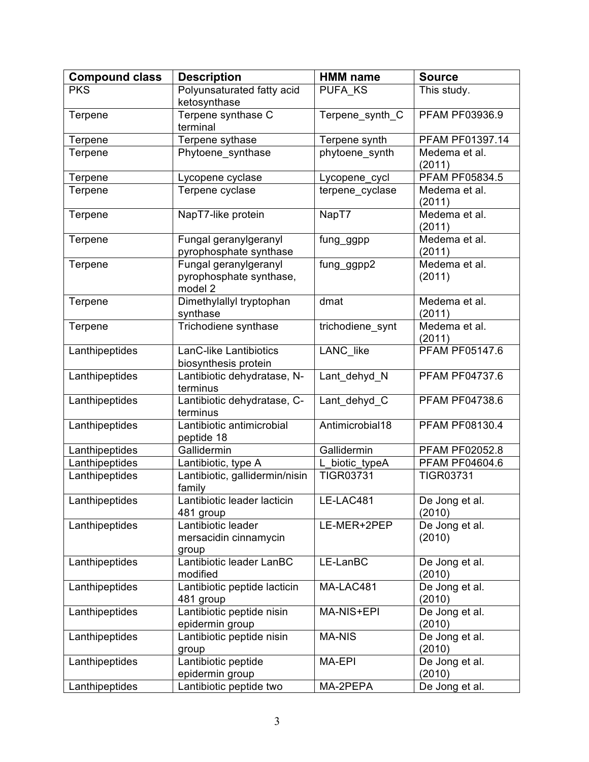| Compound class | Description | HMM name | Source |
|---|---|---|---|
| PKS | Polyunsaturated fatty acid ketosynthase | PUFA_KS | This study. |
| Terpene | Terpene synthase C terminal | Terpene_synth_C | PFAM PF03936.9 |
| Terpene | Terpene sythase | Terpene synth | PFAM PF01397.14 |
| Terpene | Phytoene_synthase | phytoene_synth | Medema et al. (2011) |
| Terpene | Lycopene cyclase | Lycopene_cycl | PFAM PF05834.5 |
| Terpene | Terpene cyclase | terpene_cyclase | Medema et al. (2011) |
| Terpene | NapT7-like protein | NapT7 | Medema et al. (2011) |
| Terpene | Fungal geranylgeranyl pyrophosphate synthase | fung_ggpp | Medema et al. (2011) |
| Terpene | Fungal geranylgeranyl pyrophosphate synthase, model 2 | fung_ggpp2 | Medema et al. (2011) |
| Terpene | Dimethylallyl tryptophan synthase | dmat | Medema et al. (2011) |
| Terpene | Trichodiene synthase | trichodiene_synt | Medema et al. (2011) |
| Lanthipeptides | LanC-like Lantibiotics biosynthesis protein | LANC_like | PFAM PF05147.6 |
| Lanthipeptides | Lantibiotic dehydratase, N-terminus | Lant_dehyd_N | PFAM PF04737.6 |
| Lanthipeptides | Lantibiotic dehydratase, C-terminus | Lant_dehyd_C | PFAM PF04738.6 |
| Lanthipeptides | Lantibiotic antimicrobial peptide 18 | Antimicrobial18 | PFAM PF08130.4 |
| Lanthipeptides | Gallidermin | Gallidermin | PFAM PF02052.8 |
| Lanthipeptides | Lantibiotic, type A | L_biotic_typeA | PFAM PF04604.6 |
| Lanthipeptides | Lantibiotic, gallidermin/nisin family | TIGR03731 | TIGR03731 |
| Lanthipeptides | Lantibiotic leader lacticin 481 group | LE-LAC481 | De Jong et al. (2010) |
| Lanthipeptides | Lantibiotic leader mersacidin cinnamycin group | LE-MER+2PEP | De Jong et al. (2010) |
| Lanthipeptides | Lantibiotic leader LanBC modified | LE-LanBC | De Jong et al. (2010) |
| Lanthipeptides | Lantibiotic peptide lacticin 481 group | MA-LAC481 | De Jong et al. (2010) |
| Lanthipeptides | Lantibiotic peptide nisin epidermin group | MA-NIS+EPI | De Jong et al. (2010) |
| Lanthipeptides | Lantibiotic peptide nisin group | MA-NIS | De Jong et al. (2010) |
| Lanthipeptides | Lantibiotic peptide epidermin group | MA-EPI | De Jong et al. (2010) |
| Lanthipeptides | Lantibiotic peptide two | MA-2PEPA | De Jong et al. |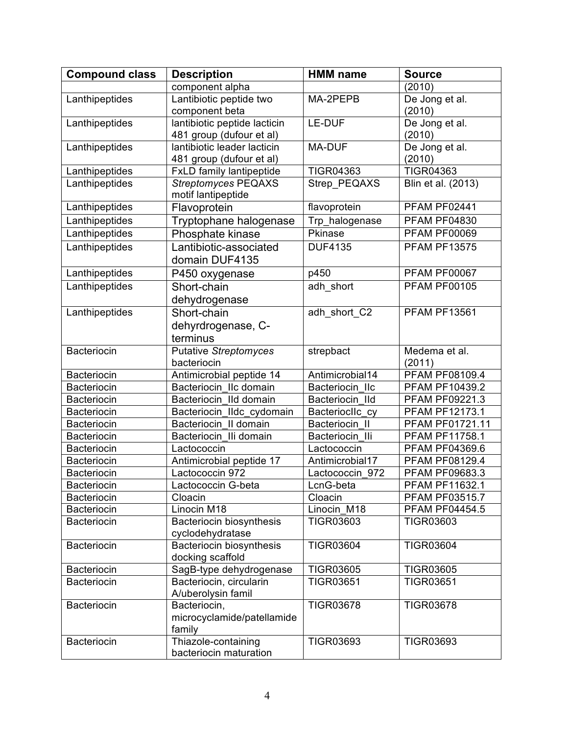| Compound class | Description | HMM name | Source |
|---|---|---|---|
| | component alpha | | (2010) |
| Lanthipeptides | Lantibiotic peptide two component beta | MA-2PEPB | De Jong et al. (2010) |
| Lanthipeptides | lantibiotic peptide lacticin 481 group (dufour et al) | LE-DUF | De Jong et al. (2010) |
| Lanthipeptides | lantibiotic leader lacticin 481 group (dufour et al) | MA-DUF | De Jong et al. (2010) |
| Lanthipeptides | FxLD family lantipeptide | TIGR04363 | TIGR04363 |
| Lanthipeptides | *Streptomyces* PEQAXS motif lantipeptide | Strep_PEQAXS | Blin et al. (2013) |
| Lanthipeptides | Flavoprotein | flavoprotein | PFAM PF02441 |
| Lanthipeptides | Tryptophane halogenase | Trp_halogenase | PFAM PF04830 |
| Lanthipeptides | Phosphate kinase | Pkinase | PFAM PF00069 |
| Lanthipeptides | Lantibiotic-associated domain DUF4135 | DUF4135 | PFAM PF13575 |
| Lanthipeptides | P450 oxygenase | p450 | PFAM PF00067 |
| Lanthipeptides | Short-chain dehydrogenase | adh_short | PFAM PF00105 |
| Lanthipeptides | Short-chain dehyrdrogenase, C-terminus | adh_short_C2 | PFAM PF13561 |
| Bacteriocin | Putative *Streptomyces* bacteriocin | strepbact | Medema et al. (2011) |
| Bacteriocin | Antimicrobial peptide 14 | Antimicrobial14 | PFAM PF08109.4 |
| Bacteriocin | Bacteriocin_IIc domain | Bacteriocin_IIc | PFAM PF10439.2 |
| Bacteriocin | Bacteriocin_IId domain | Bacteriocin_IId | PFAM PF09221.3 |
| Bacteriocin | Bacteriocin_IIdc_cydomain | BacteriocIIc_cy | PFAM PF12173.1 |
| Bacteriocin | Bacteriocin_II domain | Bacteriocin_II | PFAM PF01721.11 |
| Bacteriocin | Bacteriocin_IIi domain | Bacteriocin_IIi | PFAM PF11758.1 |
| Bacteriocin | Lactococcin | Lactococcin | PFAM PF04369.6 |
| Bacteriocin | Antimicrobial peptide 17 | Antimicrobial17 | PFAM PF08129.4 |
| Bacteriocin | Lactococcin 972 | Lactococcin_972 | PFAM PF09683.3 |
| Bacteriocin | Lactococcin G-beta | LcnG-beta | PFAM PF11632.1 |
| Bacteriocin | Cloacin | Cloacin | PFAM PF03515.7 |
| Bacteriocin | Linocin M18 | Linocin_M18 | PFAM PF04454.5 |
| Bacteriocin | Bacteriocin biosynthesis cyclodehydratase | TIGR03603 | TIGR03603 |
| Bacteriocin | Bacteriocin biosynthesis docking scaffold | TIGR03604 | TIGR03604 |
| Bacteriocin | SagB-type dehydrogenase | TIGR03605 | TIGR03605 |
| Bacteriocin | Bacteriocin, circularin A/uberolysin famil | TIGR03651 | TIGR03651 |
| Bacteriocin | Bacteriocin, microcyclamide/patellamide family | TIGR03678 | TIGR03678 |
| Bacteriocin | Thiazole-containing bacteriocin maturation | TIGR03693 | TIGR03693 |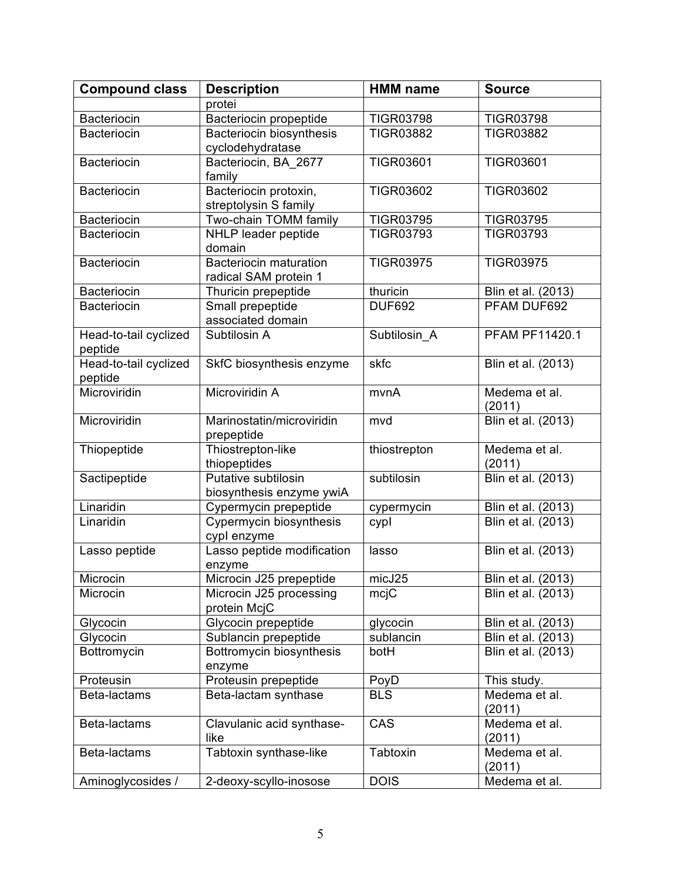| Compound class | Description | HMM name | Source |
| --- | --- | --- | --- |
| | protei | | |
| Bacteriocin | Bacteriocin propeptide | TIGR03798 | TIGR03798 |
| Bacteriocin | Bacteriocin biosynthesis cyclodehydratase | TIGR03882 | TIGR03882 |
| Bacteriocin | Bacteriocin, BA_2677 family | TIGR03601 | TIGR03601 |
| Bacteriocin | Bacteriocin protoxin, streptolysin S family | TIGR03602 | TIGR03602 |
| Bacteriocin | Two-chain TOMM family | TIGR03795 | TIGR03795 |
| Bacteriocin | NHLP leader peptide domain | TIGR03793 | TIGR03793 |
| Bacteriocin | Bacteriocin maturation radical SAM protein 1 | TIGR03975 | TIGR03975 |
| Bacteriocin | Thuricin prepeptide | thuricin | Blin et al. (2013) |
| Bacteriocin | Small prepeptide associated domain | DUF692 | PFAM DUF692 |
| Head-to-tail cyclized peptide | Subtilosin A | Subtilosin_A | PFAM PF11420.1 |
| Head-to-tail cyclized peptide | SkfC biosynthesis enzyme | skfc | Blin et al. (2013) |
| Microviridin | Microviridin A | mvnA | Medema et al. (2011) |
| Microviridin | Marinostatin/microviridin prepeptide | mvd | Blin et al. (2013) |
| Thiopeptide | Thiostrepton-like thiopeptides | thiostrepton | Medema et al. (2011) |
| Sactipeptide | Putative subtilosin biosynthesis enzyme ywiA | subtilosin | Blin et al. (2013) |
| Linaridin | Cypermycin prepeptide | cypermycin | Blin et al. (2013) |
| Linaridin | Cypermycin biosynthesis cypI enzyme | cypI | Blin et al. (2013) |
| Lasso peptide | Lasso peptide modification enzyme | lasso | Blin et al. (2013) |
| Microcin | Microcin J25 prepeptide | micJ25 | Blin et al. (2013) |
| Microcin | Microcin J25 processing protein McjC | mcjC | Blin et al. (2013) |
| Glycocin | Glycocin prepeptide | glycocin | Blin et al. (2013) |
| Glycocin | Sublancin prepeptide | sublancin | Blin et al. (2013) |
| Bottromycin | Bottromycin biosynthesis enzyme | botH | Blin et al. (2013) |
| Proteusin | Proteusin prepeptide | PoyD | This study. |
| Beta-lactams | Beta-lactam synthase | BLS | Medema et al. (2011) |
| Beta-lactams | Clavulanic acid synthase-like | CAS | Medema et al. (2011) |
| Beta-lactams | Tabtoxin synthase-like | Tabtoxin | Medema et al. (2011) |
| Aminoglycosides / | 2-deoxy-scyllo-inosose | DOIS | Medema et al. |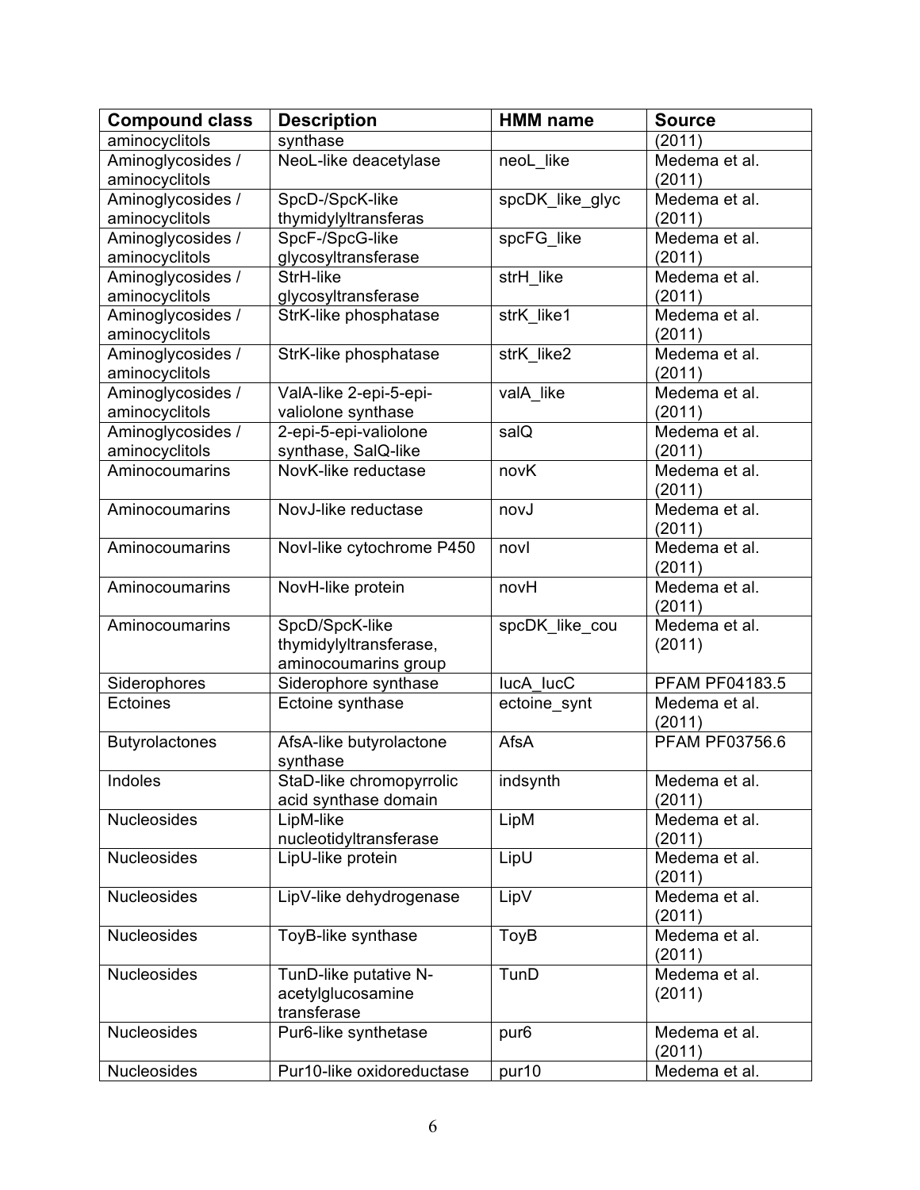| Compound class | Description | HMM name | Source |
|---|---|---|---|
| aminocyclitols | synthase | | (2011) |
| Aminoglycosides / aminocyclitols | NeoL-like deacetylase | neoL_like | Medema et al. (2011) |
| Aminoglycosides / aminocyclitols | SpcD-/SpcK-like thymidylyltransferas | spcDK_like_glyc | Medema et al. (2011) |
| Aminoglycosides / aminocyclitols | SpcF-/SpcG-like glycosyltransferase | spcFG_like | Medema et al. (2011) |
| Aminoglycosides / aminocyclitols | StrH-like glycosyltransferase | strH_like | Medema et al. (2011) |
| Aminoglycosides / aminocyclitols | StrK-like phosphatase | strK_like1 | Medema et al. (2011) |
| Aminoglycosides / aminocyclitols | StrK-like phosphatase | strK_like2 | Medema et al. (2011) |
| Aminoglycosides / aminocyclitols | ValA-like 2-epi-5-epi-valiolone synthase | valA_like | Medema et al. (2011) |
| Aminoglycosides / aminocyclitols | 2-epi-5-epi-valiolone synthase, SalQ-like | salQ | Medema et al. (2011) |
| Aminocoumarins | NovK-like reductase | novK | Medema et al. (2011) |
| Aminocoumarins | NovJ-like reductase | novJ | Medema et al. (2011) |
| Aminocoumarins | NovI-like cytochrome P450 | novI | Medema et al. (2011) |
| Aminocoumarins | NovH-like protein | novH | Medema et al. (2011) |
| Aminocoumarins | SpcD/SpcK-like thymidylyltransferase, aminocoumarins group | spcDK_like_cou | Medema et al. (2011) |
| Siderophores | Siderophore synthase | IucA_IucC | PFAM PF04183.5 |
| Ectoines | Ectoine synthase | ectoine_synt | Medema et al. (2011) |
| Butyrolactones | AfsA-like butyrolactone synthase | AfsA | PFAM PF03756.6 |
| Indoles | StaD-like chromopyrrolic acid synthase domain | indsynth | Medema et al. (2011) |
| Nucleosides | LipM-like nucleotidyltransferase | LipM | Medema et al. (2011) |
| Nucleosides | LipU-like protein | LipU | Medema et al. (2011) |
| Nucleosides | LipV-like dehydrogenase | LipV | Medema et al. (2011) |
| Nucleosides | ToyB-like synthase | ToyB | Medema et al. (2011) |
| Nucleosides | TunD-like putative N-acetylglucosamine transferase | TunD | Medema et al. (2011) |
| Nucleosides | Pur6-like synthetase | pur6 | Medema et al. (2011) |
| Nucleosides | Pur10-like oxidoreductase | pur10 | Medema et al. |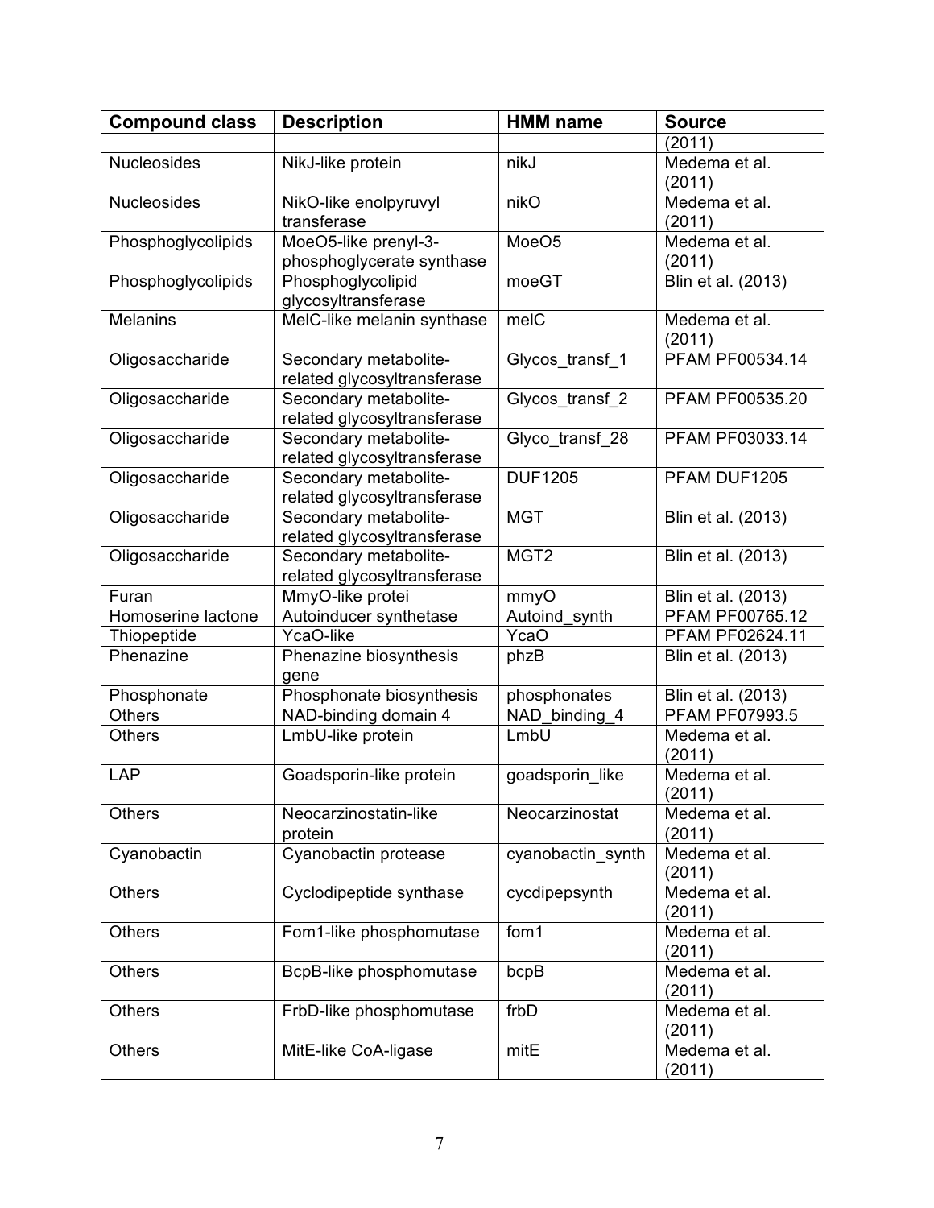| Compound class | Description | HMM name | Source |
| --- | --- | --- | --- |
| | | | (2011) |
| Nucleosides | NikJ-like protein | nikJ | Medema et al. (2011) |
| Nucleosides | NikO-like enolpyruvyl transferase | nikO | Medema et al. (2011) |
| Phosphoglycolipids | MoeO5-like prenyl-3-phosphoglycerate synthase | MoeO5 | Medema et al. (2011) |
| Phosphoglycolipids | Phosphoglycolipid glycosyltransferase | moeGT | Blin et al. (2013) |
| Melanins | MelC-like melanin synthase | melC | Medema et al. (2011) |
| Oligosaccharide | Secondary metabolite-related glycosyltransferase | Glycos_transf_1 | PFAM PF00534.14 |
| Oligosaccharide | Secondary metabolite-related glycosyltransferase | Glycos_transf_2 | PFAM PF00535.20 |
| Oligosaccharide | Secondary metabolite-related glycosyltransferase | Glyco_transf_28 | PFAM PF03033.14 |
| Oligosaccharide | Secondary metabolite-related glycosyltransferase | DUF1205 | PFAM DUF1205 |
| Oligosaccharide | Secondary metabolite-related glycosyltransferase | MGT | Blin et al. (2013) |
| Oligosaccharide | Secondary metabolite-related glycosyltransferase | MGT2 | Blin et al. (2013) |
| Furan | MmyO-like protei | mmyO | Blin et al. (2013) |
| Homoserine lactone | Autoinducer synthetase | Autoind_synth | PFAM PF00765.12 |
| Thiopeptide | YcaO-like | YcaO | PFAM PF02624.11 |
| Phenazine | Phenazine biosynthesis gene | phzB | Blin et al. (2013) |
| Phosphonate | Phosphonate biosynthesis | phosphonates | Blin et al. (2013) |
| Others | NAD-binding domain 4 | NAD_binding_4 | PFAM PF07993.5 |
| Others | LmbU-like protein | LmbU | Medema et al. (2011) |
| LAP | Goadsporin-like protein | goadsporin_like | Medema et al. (2011) |
| Others | Neocarzinostatin-like protein | Neocarzinostat | Medema et al. (2011) |
| Cyanobactin | Cyanobactin protease | cyanobactin_synth | Medema et al. (2011) |
| Others | Cyclodipeptide synthase | cycdipepsynth | Medema et al. (2011) |
| Others | Fom1-like phosphomutase | fom1 | Medema et al. (2011) |
| Others | BcpB-like phosphomutase | bcpB | Medema et al. (2011) |
| Others | FrbD-like phosphomutase | frbD | Medema et al. (2011) |
| Others | MitE-like CoA-ligase | mitE | Medema et al. (2011) |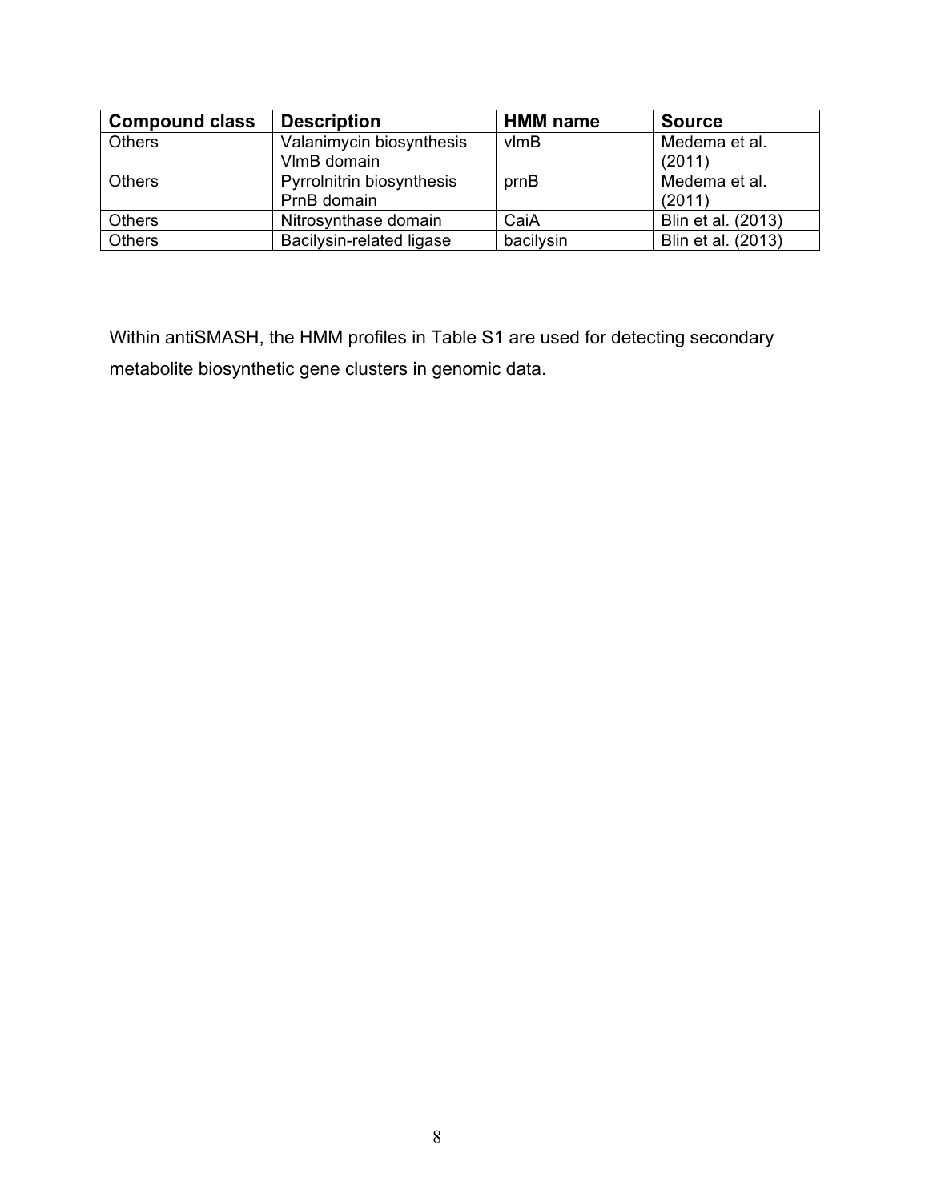| Compound class | Description | HMM name | Source |
| --- | --- | --- | --- |
| Others | Valanimycin biosynthesis VlmB domain | vlmB | Medema et al. (2011) |
| Others | Pyrrolnitrin biosynthesis PrnB domain | prnB | Medema et al. (2011) |
| Others | Nitrosynthase domain | CaiA | Blin et al. (2013) |
| Others | Bacilysin-related ligase | bacilysin | Blin et al. (2013) |

Within antiSMASH, the HMM profiles in Table S1 are used for detecting secondary metabolite biosynthetic gene clusters in genomic data.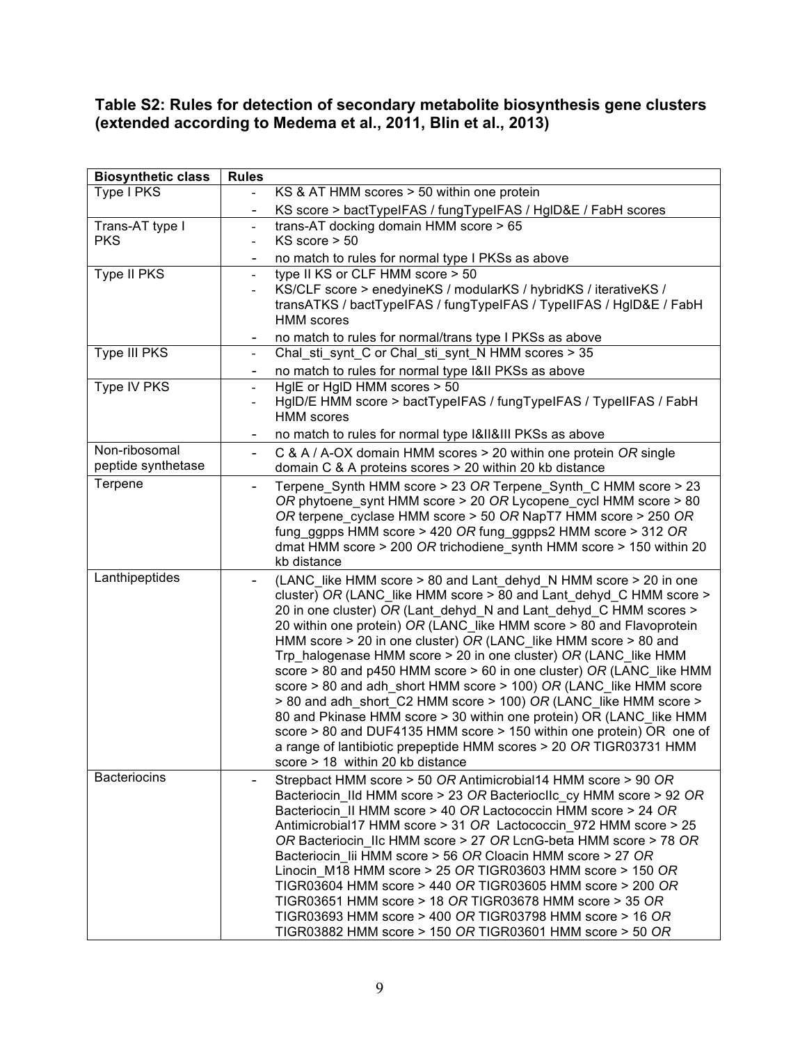**Table S2: Rules for detection of secondary metabolite biosynthesis gene clusters (extended according to Medema et al., 2011, Blin et al., 2013)**

| Biosynthetic class | Rules |
|---|---|
| Type I PKS | - KS & AT HMM scores > 50 within one protein<br>- KS score > bactTypeIFAS / fungTypeIFAS / HglD&E / FabH scores |
| Trans-AT type I PKS | - trans-AT docking domain HMM score > 65<br>- KS score > 50<br>- no match to rules for normal type I PKSs as above |
| Type II PKS | - type II KS or CLF HMM score > 50<br>- KS/CLF score > enedyineKS / modularKS / hybridKS / iterativeKS / transATKS / bactTypeIFAS / fungTypeIFAS / TypeIIFAS / HglD&E / FabH HMM scores<br>- no match to rules for normal/trans type I PKSs as above |
| Type III PKS | - Chal_sti_synt_C or Chal_sti_synt_N HMM scores > 35<br>- no match to rules for normal type I&II PKSs as above |
| Type IV PKS | - HglE or HglD HMM scores > 50<br>- HglD/E HMM score > bactTypeIFAS / fungTypeIFAS / TypeIIFAS / FabH HMM scores<br>- no match to rules for normal type I&II&III PKSs as above |
| Non-ribosomal peptide synthetase | - C & A / A-OX domain HMM scores > 20 within one protein *OR* single domain C & A proteins scores > 20 within 20 kb distance |
| Terpene | - Terpene_Synth HMM score > 23 *OR* Terpene_Synth_C HMM score > 23 *OR* phytoene_synt HMM score > 20 *OR* Lycopene_cycl HMM score > 80 *OR* terpene_cyclase HMM score > 50 *OR* NapT7 HMM score > 250 *OR* fung_ggpps HMM score > 420 *OR* fung_ggpps2 HMM score > 312 *OR* dmat HMM score > 200 *OR* trichodiene_synth HMM score > 150 within 20 kb distance |
| Lanthipeptides | - (LANC_like HMM score > 80 and Lant_dehyd_N HMM score > 20 in one cluster) *OR* (LANC_like HMM score > 80 and Lant_dehyd_C HMM score > 20 in one cluster) *OR* (Lant_dehyd_N and Lant_dehyd_C HMM scores > 20 within one protein) *OR* (LANC_like HMM score > 80 and Flavoprotein HMM score > 20 in one cluster) *OR* (LANC_like HMM score > 80 and Trp_halogenase HMM score > 20 in one cluster) *OR* (LANC_like HMM score > 80 and p450 HMM score > 60 in one cluster) *OR* (LANC_like HMM score > 80 and adh_short HMM score > 100) *OR* (LANC_like HMM score > 80 and adh_short_C2 HMM score > 100) *OR* (LANC_like HMM score > 80 and Pkinase HMM score > 30 within one protein) OR (LANC_like HMM score > 80 and DUF4135 HMM score > 150 within one protein) OR one of a range of lantibiotic prepeptide HMM scores > 20 *OR* TIGR03731 HMM score > 18 within 20 kb distance |
| Bacteriocins | - Strepbact HMM score > 50 *OR* Antimicrobial14 HMM score > 90 *OR* Bacteriocin_IId HMM score > 23 *OR* BacteriocIIc_cy HMM score > 92 *OR* Bacteriocin_II HMM score > 40 *OR* Lactococcin HMM score > 24 *OR* Antimicrobial17 HMM score > 31 *OR* Lactococcin_972 HMM score > 25 *OR* Bacteriocin_IIc HMM score > 27 *OR* LcnG-beta HMM score > 78 *OR* Bacteriocin_IIi HMM score > 56 *OR* Cloacin HMM score > 27 *OR* Linocin_M18 HMM score > 25 *OR* TIGR03603 HMM score > 150 *OR* TIGR03604 HMM score > 440 *OR* TIGR03605 HMM score > 200 *OR* TIGR03651 HMM score > 18 *OR* TIGR03678 HMM score > 35 *OR* TIGR03693 HMM score > 400 *OR* TIGR03798 HMM score > 16 *OR* TIGR03882 HMM score > 150 *OR* TIGR03601 HMM score > 50 *OR* |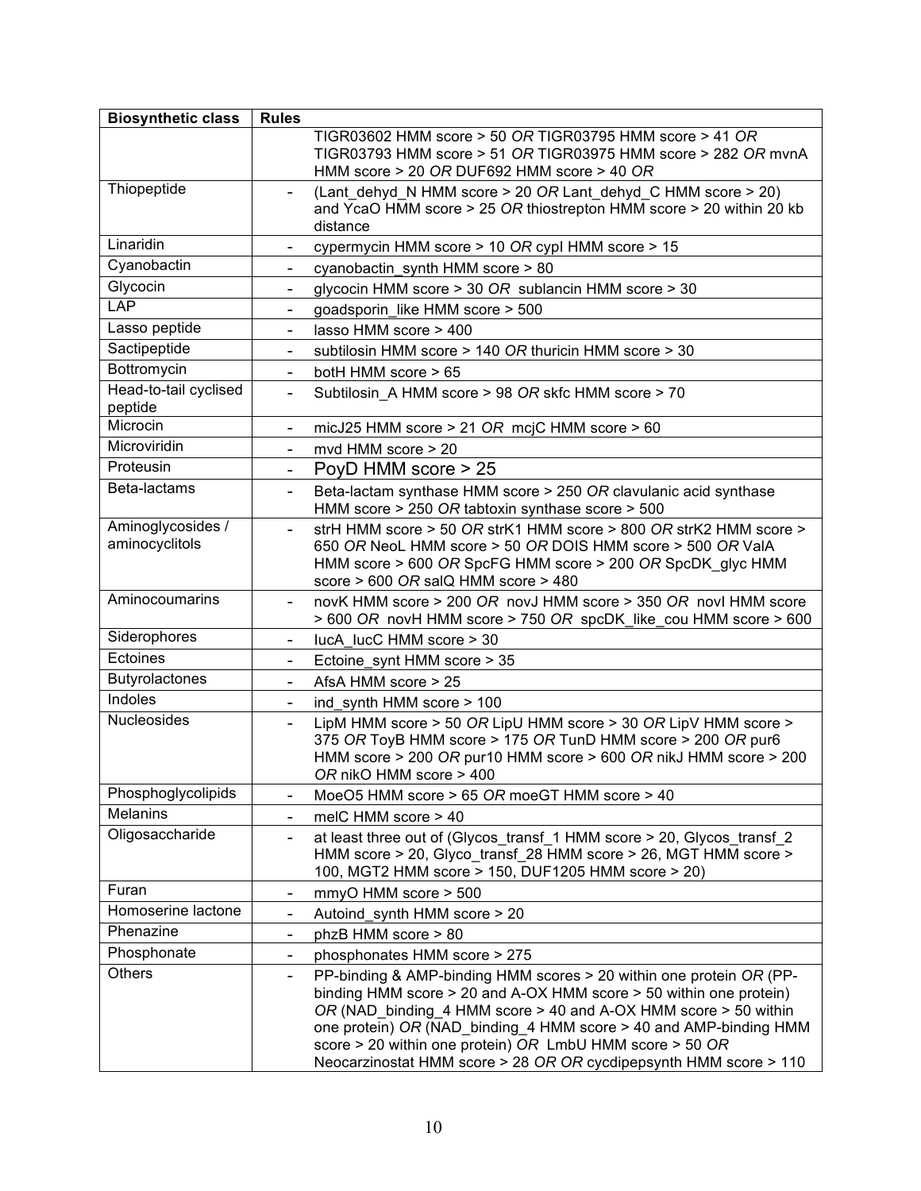| Biosynthetic class | Rules |
|---|---|
| | TIGR03602 HMM score > 50 *OR* TIGR03795 HMM score > 41 *OR* TIGR03793 HMM score > 51 *OR* TIGR03975 HMM score > 282 *OR* mvnA HMM score > 20 *OR* DUF692 HMM score > 40 *OR* |
| Thiopeptide | - (Lant_dehyd_N HMM score > 20 *OR* Lant_dehyd_C HMM score > 20) and YcaO HMM score > 25 *OR* thiostrepton HMM score > 20 within 20 kb distance |
| Linaridin | - cypermycin HMM score > 10 *OR* cypI HMM score > 15 |
| Cyanobactin | - cyanobactin_synth HMM score > 80 |
| Glycocin | - glycocin HMM score > 30 *OR* sublancin HMM score > 30 |
| LAP | - goadsporin_like HMM score > 500 |
| Lasso peptide | - lasso HMM score > 400 |
| Sactipeptide | - subtilosin HMM score > 140 *OR* thuricin HMM score > 30 |
| Bottromycin | - botH HMM score > 65 |
| Head-to-tail cyclised peptide | - Subtilosin_A HMM score > 98 *OR* skfc HMM score > 70 |
| Microcin | - micJ25 HMM score > 21 *OR* mcjC HMM score > 60 |
| Microviridin | - mvd HMM score > 20 |
| Proteusin | - PoyD HMM score > 25 |
| Beta-lactams | - Beta-lactam synthase HMM score > 250 *OR* clavulanic acid synthase HMM score > 250 *OR* tabtoxin synthase score > 500 |
| Aminoglycosides / aminocyclitols | - strH HMM score > 50 *OR* strK1 HMM score > 800 *OR* strK2 HMM score > 650 *OR* NeoL HMM score > 50 *OR* DOIS HMM score > 500 *OR* ValA HMM score > 600 *OR* SpcFG HMM score > 200 *OR* SpcDK_glyc HMM score > 600 *OR* salQ HMM score > 480 |
| Aminocoumarins | - novK HMM score > 200 *OR* novJ HMM score > 350 *OR* novI HMM score > 600 *OR* novH HMM score > 750 *OR* spcDK_like_cou HMM score > 600 |
| Siderophores | - IucA_IucC HMM score > 30 |
| Ectoines | - Ectoine_synt HMM score > 35 |
| Butyrolactones | - AfsA HMM score > 25 |
| Indoles | - ind_synth HMM score > 100 |
| Nucleosides | - LipM HMM score > 50 *OR* LipU HMM score > 30 *OR* LipV HMM score > 375 *OR* ToyB HMM score > 175 *OR* TunD HMM score > 200 *OR* pur6 HMM score > 200 *OR* pur10 HMM score > 600 *OR* nikJ HMM score > 200 *OR* nikO HMM score > 400 |
| Phosphoglycolipids | - MoeO5 HMM score > 65 *OR* moeGT HMM score > 40 |
| Melanins | - melC HMM score > 40 |
| Oligosaccharide | - at least three out of (Glycos_transf_1 HMM score > 20, Glycos_transf_2 HMM score > 20, Glyco_transf_28 HMM score > 26, MGT HMM score > 100, MGT2 HMM score > 150, DUF1205 HMM score > 20) |
| Furan | - mmyO HMM score > 500 |
| Homoserine lactone | - Autoind_synth HMM score > 20 |
| Phenazine | - phzB HMM score > 80 |
| Phosphonate | - phosphonates HMM score > 275 |
| Others | - PP-binding & AMP-binding HMM scores > 20 within one protein *OR* (PP-binding HMM score > 20 and A-OX HMM score > 50 within one protein) *OR* (NAD_binding_4 HMM score > 40 and A-OX HMM score > 50 within one protein) *OR* (NAD_binding_4 HMM score > 40 and AMP-binding HMM score > 20 within one protein) *OR* LmbU HMM score > 50 *OR* Neocarzinostat HMM score > 28 *OR OR* cycdipepsynth HMM score > 110 |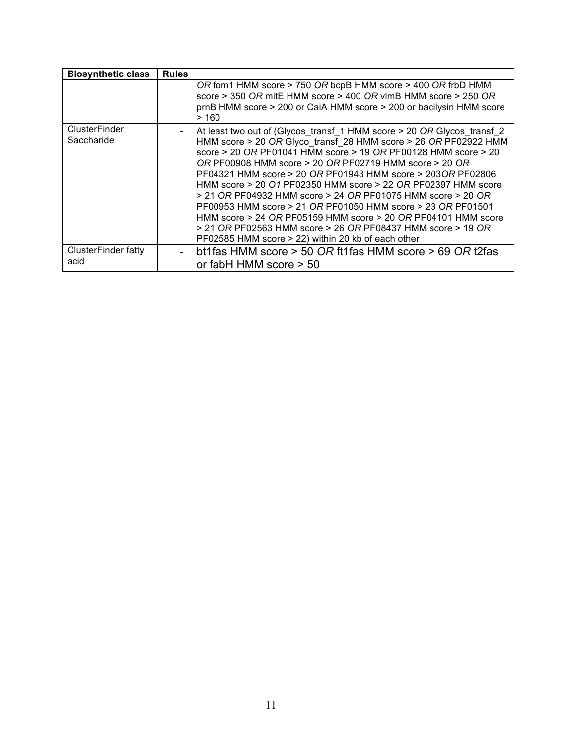| Biosynthetic class | Rules |
| --- | --- |
| | *OR* fom1 HMM score > 750 *OR* bcpB HMM score > 400 *OR* frbD HMM score > 350 *OR* mitE HMM score > 400 *OR* vlmB HMM score > 250 *OR* prnB HMM score > 200 or CaiA HMM score > 200 or bacilysin HMM score > 160 |
| ClusterFinder Saccharide | - At least two out of (Glycos_transf_1 HMM score > 20 *OR* Glycos_transf_2 HMM score > 20 *OR* Glyco_transf_28 HMM score > 26 *OR* PF02922 HMM score > 20 *OR* PF01041 HMM score > 19 *OR* PF00128 HMM score > 20 *OR* PF00908 HMM score > 20 *OR* PF02719 HMM score > 20 *OR* PF04321 HMM score > 20 *OR* PF01943 HMM score > 203*OR* PF02806 HMM score > 20 *O1* PF02350 HMM score > 22 *OR* PF02397 HMM score > 21 *OR* PF04932 HMM score > 24 *OR* PF01075 HMM score > 20 *OR* PF00953 HMM score > 21 *OR* PF01050 HMM score > 23 *OR* PF01501 HMM score > 24 *OR* PF05159 HMM score > 20 *OR* PF04101 HMM score > 21 *OR* PF02563 HMM score > 26 *OR* PF08437 HMM score > 19 *OR* PF02585 HMM score > 22) within 20 kb of each other |
| ClusterFinder fatty acid | - bt1fas HMM score > 50 *OR* ft1fas HMM score > 69 *OR* t2fas or fabH HMM score > 50 |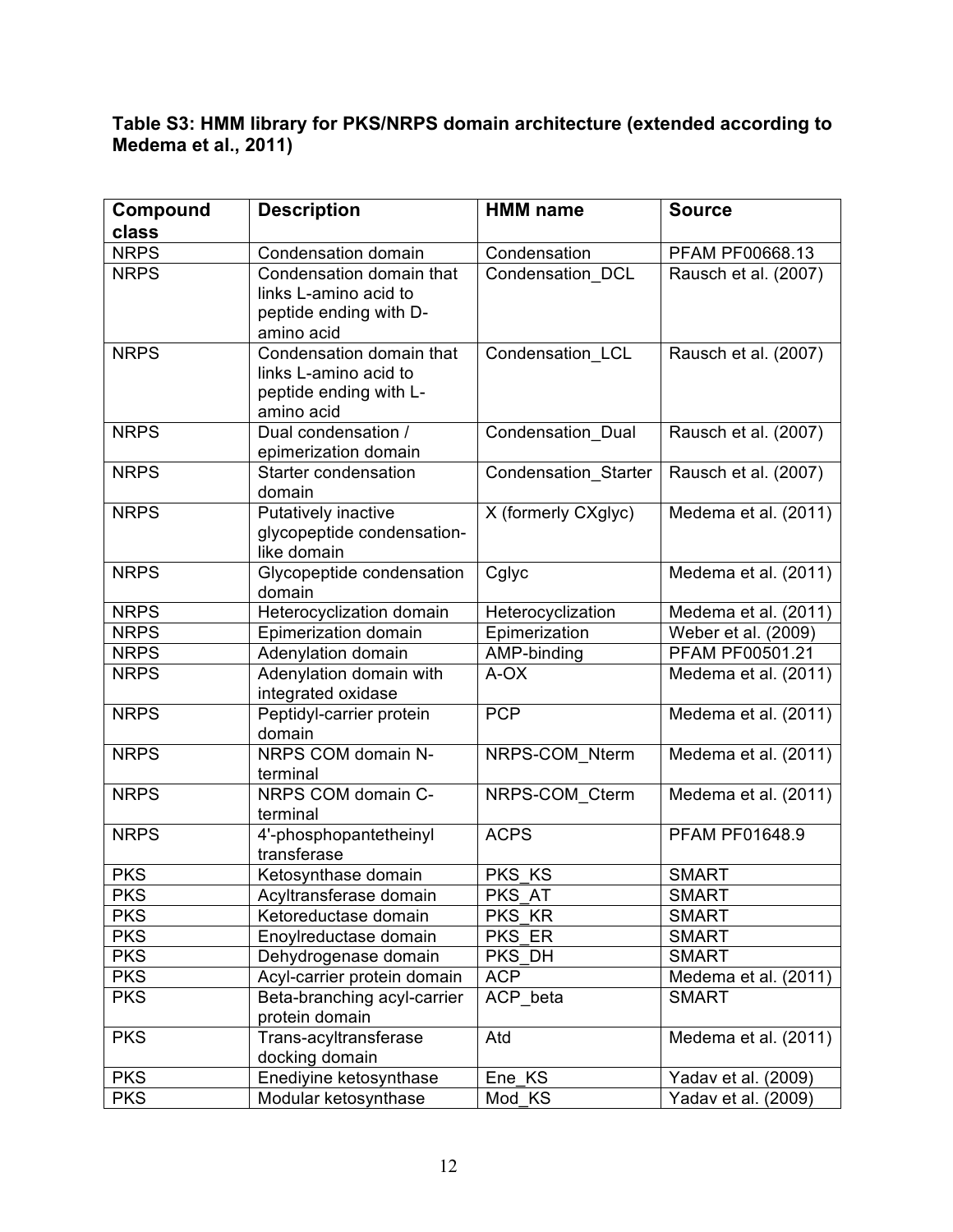**Table S3: HMM library for PKS/NRPS domain architecture (extended according to Medema et al., 2011)**

| Compound class | Description | HMM name | Source |
|---|---|---|---|
| NRPS | Condensation domain | Condensation | PFAM PF00668.13 |
| NRPS | Condensation domain that links L-amino acid to peptide ending with D-amino acid | Condensation_DCL | Rausch et al. (2007) |
| NRPS | Condensation domain that links L-amino acid to peptide ending with L-amino acid | Condensation_LCL | Rausch et al. (2007) |
| NRPS | Dual condensation / epimerization domain | Condensation_Dual | Rausch et al. (2007) |
| NRPS | Starter condensation domain | Condensation_Starter | Rausch et al. (2007) |
| NRPS | Putatively inactive glycopeptide condensation-like domain | X (formerly CXglyc) | Medema et al. (2011) |
| NRPS | Glycopeptide condensation domain | Cglyc | Medema et al. (2011) |
| NRPS | Heterocyclization domain | Heterocyclization | Medema et al. (2011) |
| NRPS | Epimerization domain | Epimerization | Weber et al. (2009) |
| NRPS | Adenylation domain | AMP-binding | PFAM PF00501.21 |
| NRPS | Adenylation domain with integrated oxidase | A-OX | Medema et al. (2011) |
| NRPS | Peptidyl-carrier protein domain | PCP | Medema et al. (2011) |
| NRPS | NRPS COM domain N-terminal | NRPS-COM_Nterm | Medema et al. (2011) |
| NRPS | NRPS COM domain C-terminal | NRPS-COM_Cterm | Medema et al. (2011) |
| NRPS | 4'-phosphopantetheinyl transferase | ACPS | PFAM PF01648.9 |
| PKS | Ketosynthase domain | PKS_KS | SMART |
| PKS | Acyltransferase domain | PKS_AT | SMART |
| PKS | Ketoreductase domain | PKS_KR | SMART |
| PKS | Enoylreductase domain | PKS_ER | SMART |
| PKS | Dehydrogenase domain | PKS_DH | SMART |
| PKS | Acyl-carrier protein domain | ACP | Medema et al. (2011) |
| PKS | Beta-branching acyl-carrier protein domain | ACP_beta | SMART |
| PKS | Trans-acyltransferase docking domain | Atd | Medema et al. (2011) |
| PKS | Enediyine ketosynthase | Ene_KS | Yadav et al. (2009) |
| PKS | Modular ketosynthase | Mod_KS | Yadav et al. (2009) |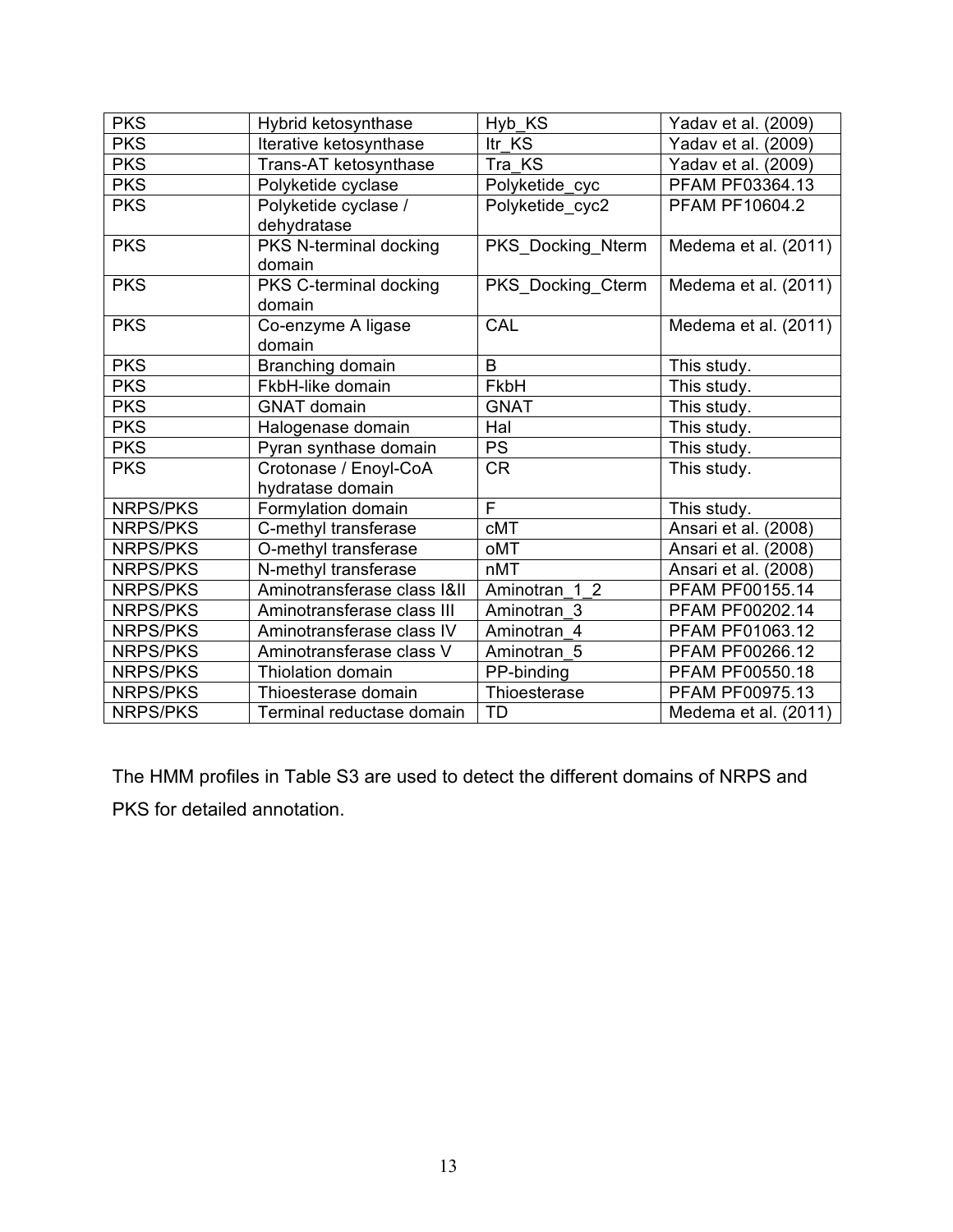| PKS | Hybrid ketosynthase | Hyb_KS | Yadav et al. (2009) |
|---|---|---|---|
| PKS | Iterative ketosynthase | Itr_KS | Yadav et al. (2009) |
| PKS | Trans-AT ketosynthase | Tra_KS | Yadav et al. (2009) |
| PKS | Polyketide cyclase | Polyketide_cyc | PFAM PF03364.13 |
| PKS | Polyketide cyclase / dehydratase | Polyketide_cyc2 | PFAM PF10604.2 |
| PKS | PKS N-terminal docking domain | PKS_Docking_Nterm | Medema et al. (2011) |
| PKS | PKS C-terminal docking domain | PKS_Docking_Cterm | Medema et al. (2011) |
| PKS | Co-enzyme A ligase domain | CAL | Medema et al. (2011) |
| PKS | Branching domain | B | This study. |
| PKS | FkbH-like domain | FkbH | This study. |
| PKS | GNAT domain | GNAT | This study. |
| PKS | Halogenase domain | Hal | This study. |
| PKS | Pyran synthase domain | PS | This study. |
| PKS | Crotonase / Enoyl-CoA hydratase domain | CR | This study. |
| NRPS/PKS | Formylation domain | F | This study. |
| NRPS/PKS | C-methyl transferase | cMT | Ansari et al. (2008) |
| NRPS/PKS | O-methyl transferase | oMT | Ansari et al. (2008) |
| NRPS/PKS | N-methyl transferase | nMT | Ansari et al. (2008) |
| NRPS/PKS | Aminotransferase class I&II | Aminotran_1_2 | PFAM PF00155.14 |
| NRPS/PKS | Aminotransferase class III | Aminotran_3 | PFAM PF00202.14 |
| NRPS/PKS | Aminotransferase class IV | Aminotran_4 | PFAM PF01063.12 |
| NRPS/PKS | Aminotransferase class V | Aminotran_5 | PFAM PF00266.12 |
| NRPS/PKS | Thiolation domain | PP-binding | PFAM PF00550.18 |
| NRPS/PKS | Thioesterase domain | Thioesterase | PFAM PF00975.13 |
| NRPS/PKS | Terminal reductase domain | TD | Medema et al. (2011) |

The HMM profiles in Table S3 are used to detect the different domains of NRPS and PKS for detailed annotation.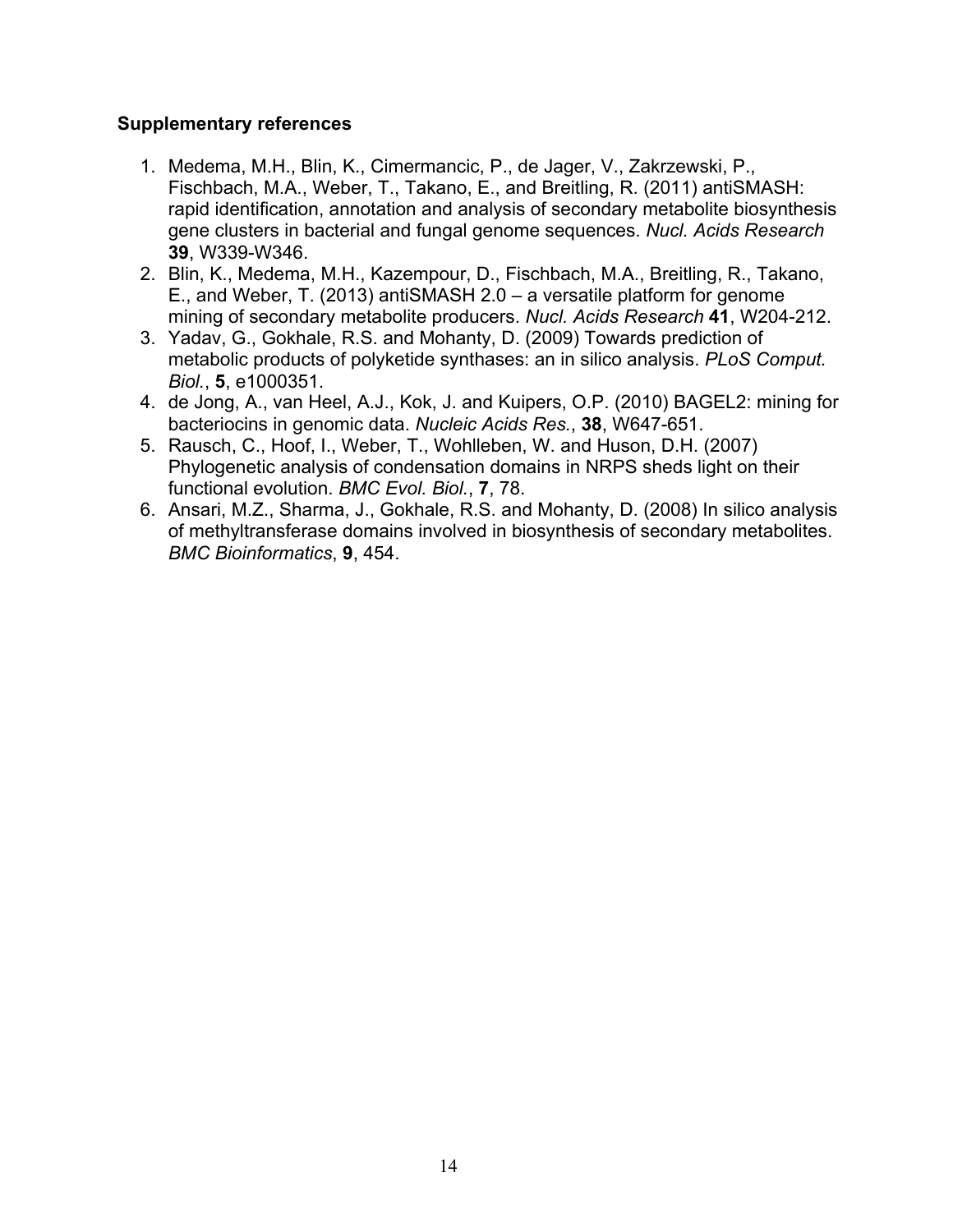**Supplementary references**

1. Medema, M.H., Blin, K., Cimermancic, P., de Jager, V., Zakrzewski, P., Fischbach, M.A., Weber, T., Takano, E., and Breitling, R. (2011) antiSMASH: rapid identification, annotation and analysis of secondary metabolite biosynthesis gene clusters in bacterial and fungal genome sequences. *Nucl. Acids Research* **39**, W339-W346.
2. Blin, K., Medema, M.H., Kazempour, D., Fischbach, M.A., Breitling, R., Takano, E., and Weber, T. (2013) antiSMASH 2.0 – a versatile platform for genome mining of secondary metabolite producers. *Nucl. Acids Research* **41**, W204-212.
3. Yadav, G., Gokhale, R.S. and Mohanty, D. (2009) Towards prediction of metabolic products of polyketide synthases: an in silico analysis. *PLoS Comput. Biol.*, **5**, e1000351.
4. de Jong, A., van Heel, A.J., Kok, J. and Kuipers, O.P. (2010) BAGEL2: mining for bacteriocins in genomic data. *Nucleic Acids Res.*, **38**, W647-651.
5. Rausch, C., Hoof, I., Weber, T., Wohlleben, W. and Huson, D.H. (2007) Phylogenetic analysis of condensation domains in NRPS sheds light on their functional evolution. *BMC Evol. Biol.*, **7**, 78.
6. Ansari, M.Z., Sharma, J., Gokhale, R.S. and Mohanty, D. (2008) In silico analysis of methyltransferase domains involved in biosynthesis of secondary metabolites. *BMC Bioinformatics*, **9**, 454.